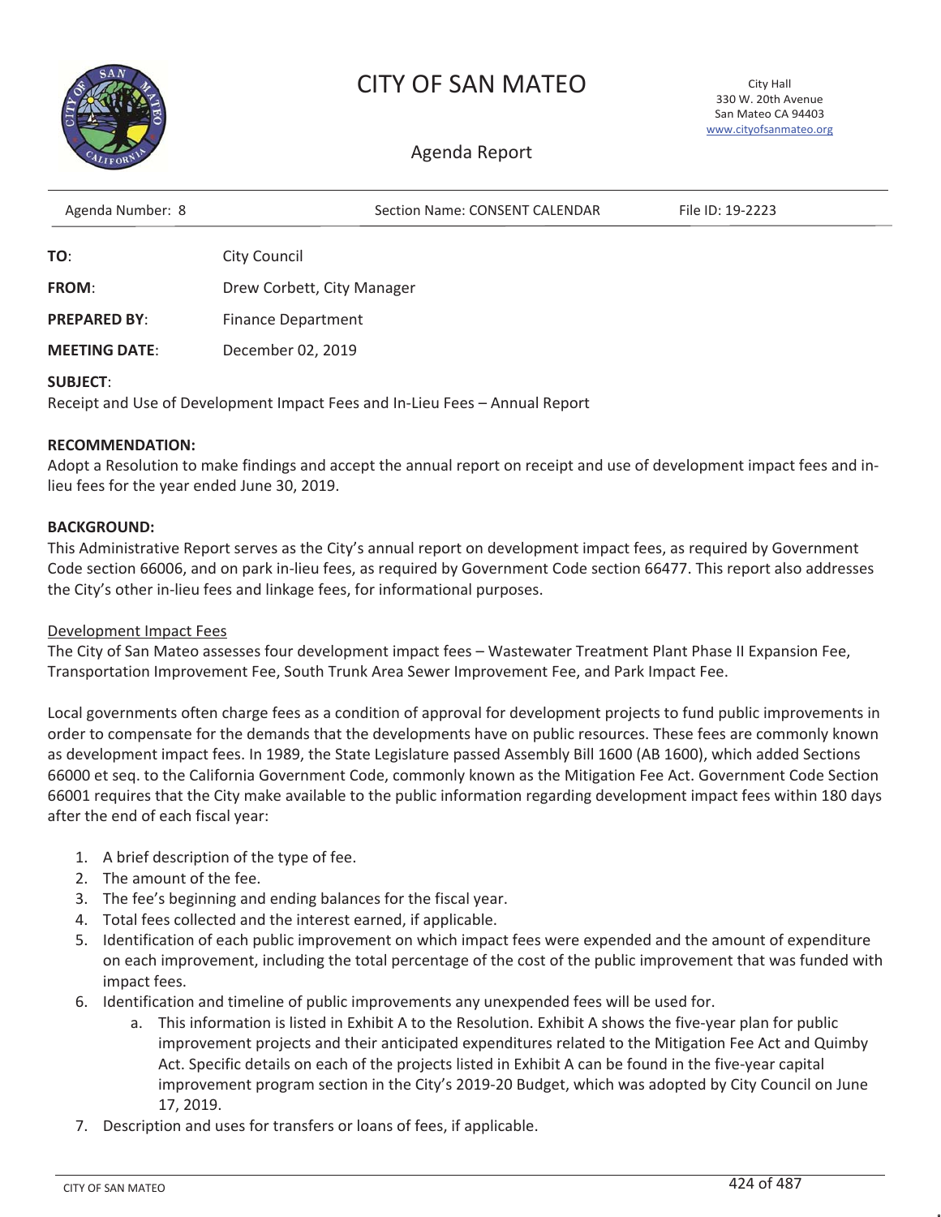# CITY OF SAN MATEO

City Hall
330 W. 20th Avenue
San Mateo CA 94403
www.cityofsanmateo.org

## Agenda Report

Agenda Number: 8 | Section Name: CONSENT CALENDAR | File ID: 19-2223

**TO**: City Council

**FROM**: Drew Corbett, City Manager

**PREPARED BY**: Finance Department

**MEETING DATE**: December 02, 2019

**SUBJECT**:
Receipt and Use of Development Impact Fees and In-Lieu Fees – Annual Report

**RECOMMENDATION:**
Adopt a Resolution to make findings and accept the annual report on receipt and use of development impact fees and in-lieu fees for the year ended June 30, 2019.

**BACKGROUND:**
This Administrative Report serves as the City's annual report on development impact fees, as required by Government Code section 66006, and on park in-lieu fees, as required by Government Code section 66477. This report also addresses the City's other in-lieu fees and linkage fees, for informational purposes.

Development Impact Fees
The City of San Mateo assesses four development impact fees – Wastewater Treatment Plant Phase II Expansion Fee, Transportation Improvement Fee, South Trunk Area Sewer Improvement Fee, and Park Impact Fee.

Local governments often charge fees as a condition of approval for development projects to fund public improvements in order to compensate for the demands that the developments have on public resources. These fees are commonly known as development impact fees. In 1989, the State Legislature passed Assembly Bill 1600 (AB 1600), which added Sections 66000 et seq. to the California Government Code, commonly known as the Mitigation Fee Act. Government Code Section 66001 requires that the City make available to the public information regarding development impact fees within 180 days after the end of each fiscal year:

1. A brief description of the type of fee.
2. The amount of the fee.
3. The fee's beginning and ending balances for the fiscal year.
4. Total fees collected and the interest earned, if applicable.
5. Identification of each public improvement on which impact fees were expended and the amount of expenditure on each improvement, including the total percentage of the cost of the public improvement that was funded with impact fees.
6. Identification and timeline of public improvements any unexpended fees will be used for.
    a. This information is listed in Exhibit A to the Resolution. Exhibit A shows the five-year plan for public improvement projects and their anticipated expenditures related to the Mitigation Fee Act and Quimby Act. Specific details on each of the projects listed in Exhibit A can be found in the five-year capital improvement program section in the City's 2019-20 Budget, which was adopted by City Council on June 17, 2019.
7. Description and uses for transfers or loans of fees, if applicable.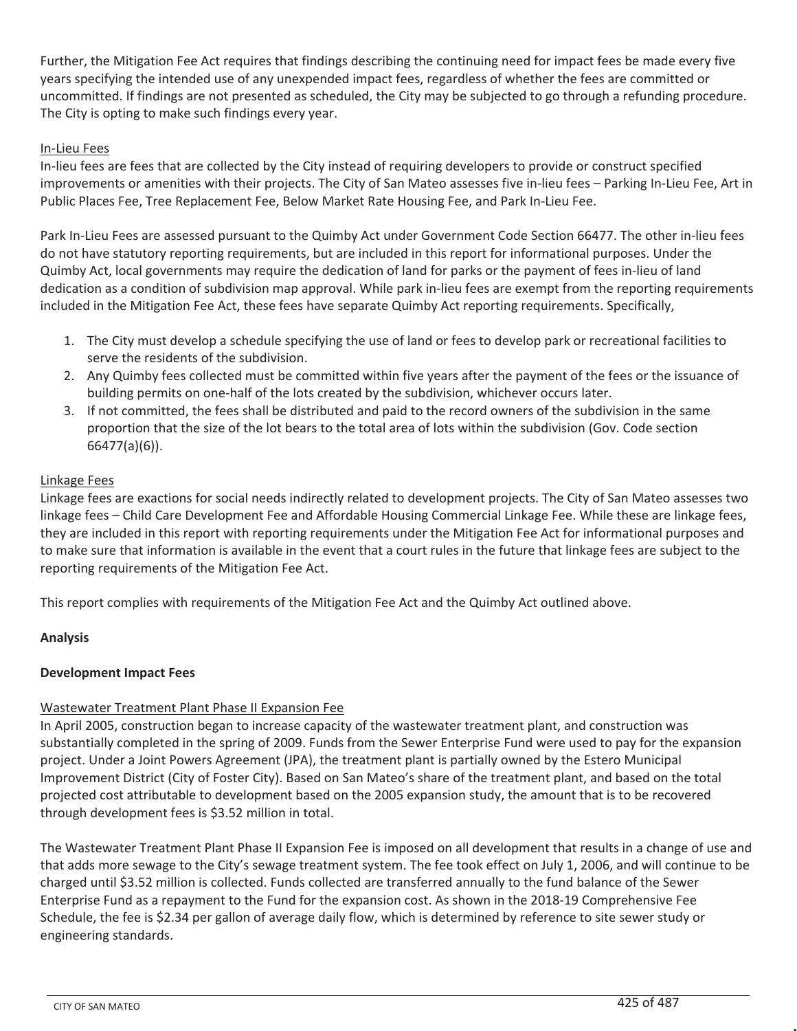Further, the Mitigation Fee Act requires that findings describing the continuing need for impact fees be made every five years specifying the intended use of any unexpended impact fees, regardless of whether the fees are committed or uncommitted. If findings are not presented as scheduled, the City may be subjected to go through a refunding procedure. The City is opting to make such findings every year.

<u>In-Lieu Fees</u>

In-lieu fees are fees that are collected by the City instead of requiring developers to provide or construct specified improvements or amenities with their projects. The City of San Mateo assesses five in-lieu fees – Parking In-Lieu Fee, Art in Public Places Fee, Tree Replacement Fee, Below Market Rate Housing Fee, and Park In-Lieu Fee.

Park In-Lieu Fees are assessed pursuant to the Quimby Act under Government Code Section 66477. The other in-lieu fees do not have statutory reporting requirements, but are included in this report for informational purposes. Under the Quimby Act, local governments may require the dedication of land for parks or the payment of fees in-lieu of land dedication as a condition of subdivision map approval. While park in-lieu fees are exempt from the reporting requirements included in the Mitigation Fee Act, these fees have separate Quimby Act reporting requirements. Specifically,

1. The City must develop a schedule specifying the use of land or fees to develop park or recreational facilities to serve the residents of the subdivision.
2. Any Quimby fees collected must be committed within five years after the payment of the fees or the issuance of building permits on one-half of the lots created by the subdivision, whichever occurs later.
3. If not committed, the fees shall be distributed and paid to the record owners of the subdivision in the same proportion that the size of the lot bears to the total area of lots within the subdivision (Gov. Code section 66477(a)(6)).

<u>Linkage Fees</u>

Linkage fees are exactions for social needs indirectly related to development projects. The City of San Mateo assesses two linkage fees – Child Care Development Fee and Affordable Housing Commercial Linkage Fee. While these are linkage fees, they are included in this report with reporting requirements under the Mitigation Fee Act for informational purposes and to make sure that information is available in the event that a court rules in the future that linkage fees are subject to the reporting requirements of the Mitigation Fee Act.

This report complies with requirements of the Mitigation Fee Act and the Quimby Act outlined above.

**Analysis**

**Development Impact Fees**

<u>Wastewater Treatment Plant Phase II Expansion Fee</u>

In April 2005, construction began to increase capacity of the wastewater treatment plant, and construction was substantially completed in the spring of 2009. Funds from the Sewer Enterprise Fund were used to pay for the expansion project. Under a Joint Powers Agreement (JPA), the treatment plant is partially owned by the Estero Municipal Improvement District (City of Foster City). Based on San Mateo's share of the treatment plant, and based on the total projected cost attributable to development based on the 2005 expansion study, the amount that is to be recovered through development fees is $3.52 million in total.

The Wastewater Treatment Plant Phase II Expansion Fee is imposed on all development that results in a change of use and that adds more sewage to the City's sewage treatment system. The fee took effect on July 1, 2006, and will continue to be charged until $3.52 million is collected. Funds collected are transferred annually to the fund balance of the Sewer Enterprise Fund as a repayment to the Fund for the expansion cost. As shown in the 2018-19 Comprehensive Fee Schedule, the fee is $2.34 per gallon of average daily flow, which is determined by reference to site sewer study or engineering standards.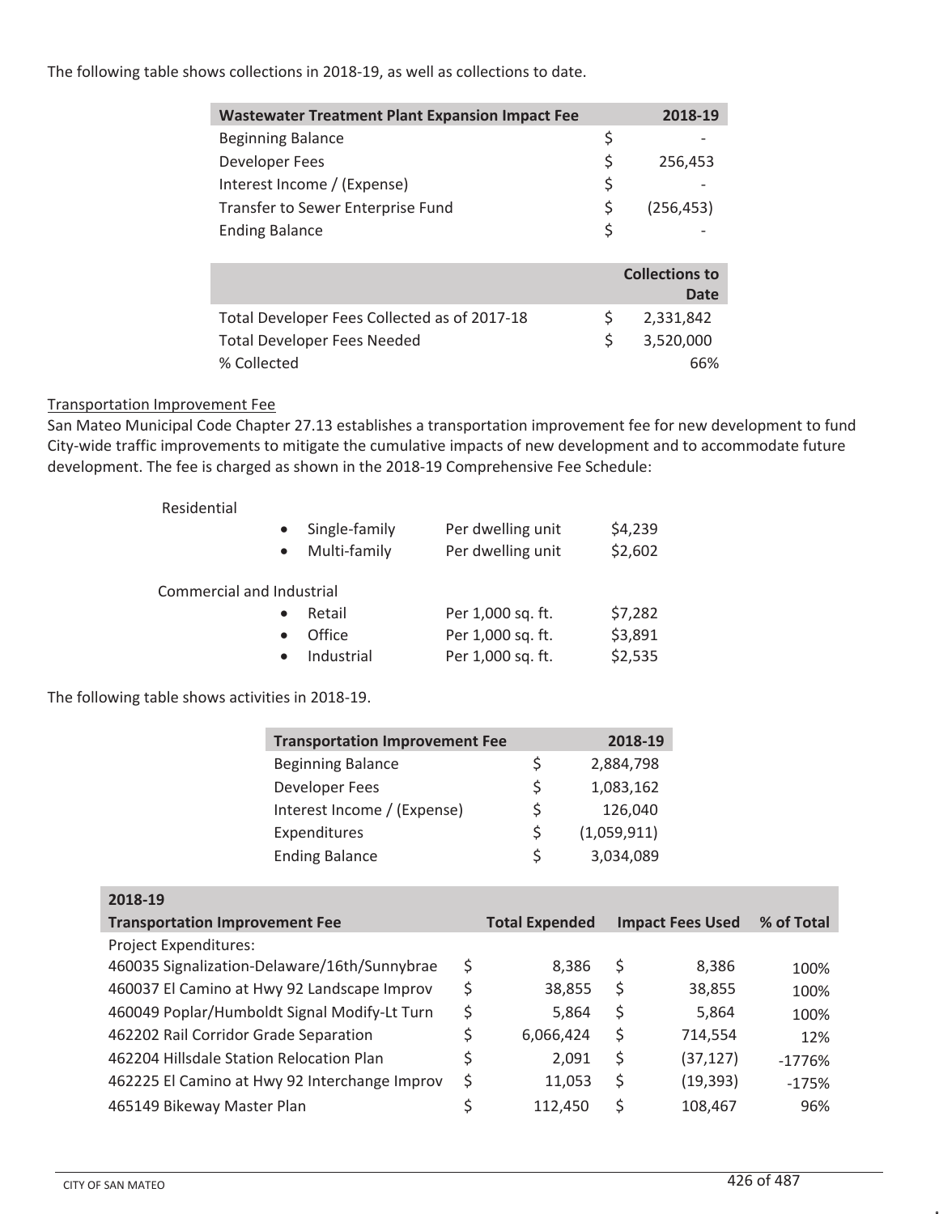The following table shows collections in 2018-19, as well as collections to date.

| Wastewater Treatment Plant Expansion Impact Fee | | 2018-19 |
|---|---|---|
| Beginning Balance | $ | - |
| Developer Fees | $ | 256,453 |
| Interest Income / (Expense) | $ | - |
| Transfer to Sewer Enterprise Fund | $ | (256,453) |
| Ending Balance | $ | - |

| | | Collections to Date |
|---|---|---|
| Total Developer Fees Collected as of 2017-18 | $ | 2,331,842 |
| Total Developer Fees Needed | $ | 3,520,000 |
| % Collected | | 66% |

Transportation Improvement Fee

San Mateo Municipal Code Chapter 27.13 establishes a transportation improvement fee for new development to fund City-wide traffic improvements to mitigate the cumulative impacts of new development and to accommodate future development. The fee is charged as shown in the 2018-19 Comprehensive Fee Schedule:

Residential

- Single-family — Per dwelling unit — $4,239
- Multi-family — Per dwelling unit — $2,602

Commercial and Industrial

- Retail — Per 1,000 sq. ft. — $7,282
- Office — Per 1,000 sq. ft. — $3,891
- Industrial — Per 1,000 sq. ft. — $2,535

The following table shows activities in 2018-19.

| Transportation Improvement Fee | | 2018-19 |
|---|---|---|
| Beginning Balance | $ | 2,884,798 |
| Developer Fees | $ | 1,083,162 |
| Interest Income / (Expense) | $ | 126,040 |
| Expenditures | $ | (1,059,911) |
| Ending Balance | $ | 3,034,089 |

| 2018-19 Transportation Improvement Fee | | Total Expended | | Impact Fees Used | % of Total |
|---|---|---|---|---|---|
| Project Expenditures: | | | | | |
| 460035 Signalization-Delaware/16th/Sunnybrae | $ | 8,386 | $ | 8,386 | 100% |
| 460037 El Camino at Hwy 92 Landscape Improv | $ | 38,855 | $ | 38,855 | 100% |
| 460049 Poplar/Humboldt Signal Modify-Lt Turn | $ | 5,864 | $ | 5,864 | 100% |
| 462202 Rail Corridor Grade Separation | $ | 6,066,424 | $ | 714,554 | 12% |
| 462204 Hillsdale Station Relocation Plan | $ | 2,091 | $ | (37,127) | -1776% |
| 462225 El Camino at Hwy 92 Interchange Improv | $ | 11,053 | $ | (19,393) | -175% |
| 465149 Bikeway Master Plan | $ | 112,450 | $ | 108,467 | 96% |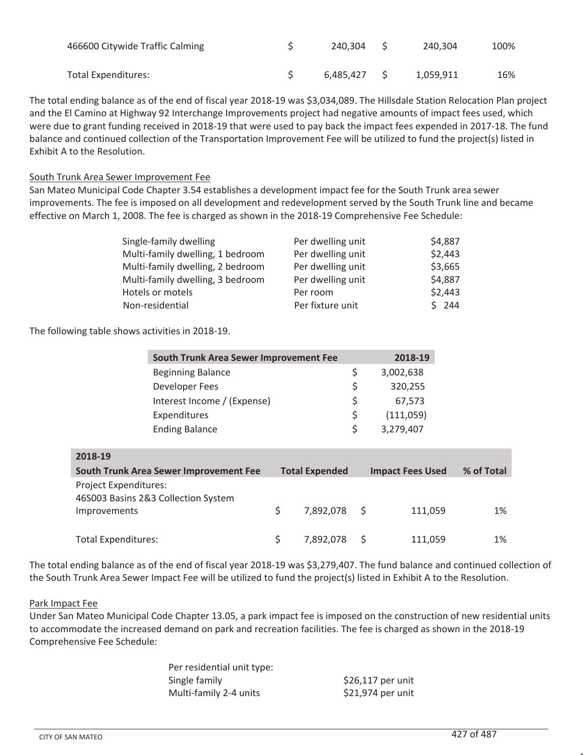| | | | |
|---|---|---|---|
| 466600 Citywide Traffic Calming | $ 240,304 | $ 240,304 | 100% |
| Total Expenditures: | $ 6,485,427 | $ 1,059,911 | 16% |

The total ending balance as of the end of fiscal year 2018-19 was $3,034,089. The Hillsdale Station Relocation Plan project and the El Camino at Highway 92 Interchange Improvements project had negative amounts of impact fees used, which were due to grant funding received in 2018-19 that were used to pay back the impact fees expended in 2017-18. The fund balance and continued collection of the Transportation Improvement Fee will be utilized to fund the project(s) listed in Exhibit A to the Resolution.

South Trunk Area Sewer Improvement Fee

San Mateo Municipal Code Chapter 3.54 establishes a development impact fee for the South Trunk area sewer improvements. The fee is imposed on all development and redevelopment served by the South Trunk line and became effective on March 1, 2008. The fee is charged as shown in the 2018-19 Comprehensive Fee Schedule:

| | | |
|---|---|---|
| Single-family dwelling | Per dwelling unit | $4,887 |
| Multi-family dwelling, 1 bedroom | Per dwelling unit | $2,443 |
| Multi-family dwelling, 2 bedroom | Per dwelling unit | $3,665 |
| Multi-family dwelling, 3 bedroom | Per dwelling unit | $4,887 |
| Hotels or motels | Per room | $2,443 |
| Non-residential | Per fixture unit | $ 244 |

The following table shows activities in 2018-19.

| South Trunk Area Sewer Improvement Fee | 2018-19 |
|---|---|
| Beginning Balance | $ 3,002,638 |
| Developer Fees | $ 320,255 |
| Interest Income / (Expense) | $ 67,573 |
| Expenditures | $ (111,059) |
| Ending Balance | $ 3,279,407 |

| 2018-19<br>South Trunk Area Sewer Improvement Fee | Total Expended | Impact Fees Used | % of Total |
|---|---|---|---|
| Project Expenditures: | | | |
| 46S003 Basins 2&3 Collection System Improvements | $ 7,892,078 | $ 111,059 | 1% |
| Total Expenditures: | $ 7,892,078 | $ 111,059 | 1% |

The total ending balance as of the end of fiscal year 2018-19 was $3,279,407. The fund balance and continued collection of the South Trunk Area Sewer Impact Fee will be utilized to fund the project(s) listed in Exhibit A to the Resolution.

Park Impact Fee

Under San Mateo Municipal Code Chapter 13.05, a park impact fee is imposed on the construction of new residential units to accommodate the increased demand on park and recreation facilities. The fee is charged as shown in the 2018-19 Comprehensive Fee Schedule:

| Per residential unit type: | |
|---|---|
| Single family | $26,117 per unit |
| Multi-family 2-4 units | $21,974 per unit |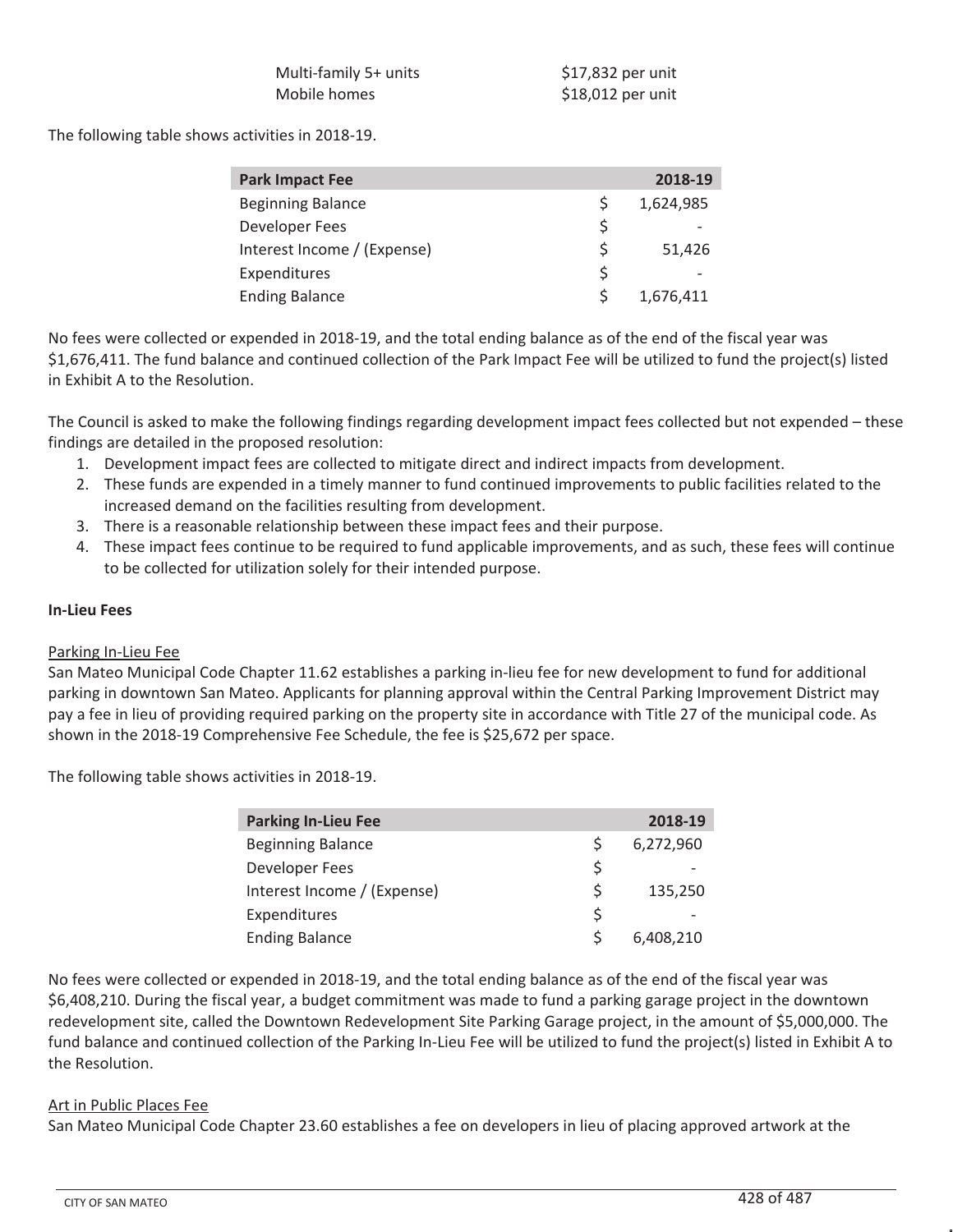| | |
|---|---|
| Multi-family 5+ units | $17,832 per unit |
| Mobile homes | $18,012 per unit |

The following table shows activities in 2018-19.

| Park Impact Fee | | 2018-19 |
|---|---|---|
| Beginning Balance | $ | 1,624,985 |
| Developer Fees | $ | - |
| Interest Income / (Expense) | $ | 51,426 |
| Expenditures | $ | - |
| Ending Balance | $ | 1,676,411 |

No fees were collected or expended in 2018-19, and the total ending balance as of the end of the fiscal year was $1,676,411. The fund balance and continued collection of the Park Impact Fee will be utilized to fund the project(s) listed in Exhibit A to the Resolution.

The Council is asked to make the following findings regarding development impact fees collected but not expended – these findings are detailed in the proposed resolution:

1. Development impact fees are collected to mitigate direct and indirect impacts from development.
2. These funds are expended in a timely manner to fund continued improvements to public facilities related to the increased demand on the facilities resulting from development.
3. There is a reasonable relationship between these impact fees and their purpose.
4. These impact fees continue to be required to fund applicable improvements, and as such, these fees will continue to be collected for utilization solely for their intended purpose.

**In-Lieu Fees**

Parking In-Lieu Fee

San Mateo Municipal Code Chapter 11.62 establishes a parking in-lieu fee for new development to fund for additional parking in downtown San Mateo. Applicants for planning approval within the Central Parking Improvement District may pay a fee in lieu of providing required parking on the property site in accordance with Title 27 of the municipal code. As shown in the 2018-19 Comprehensive Fee Schedule, the fee is $25,672 per space.

The following table shows activities in 2018-19.

| Parking In-Lieu Fee | | 2018-19 |
|---|---|---|
| Beginning Balance | $ | 6,272,960 |
| Developer Fees | $ | - |
| Interest Income / (Expense) | $ | 135,250 |
| Expenditures | $ | - |
| Ending Balance | $ | 6,408,210 |

No fees were collected or expended in 2018-19, and the total ending balance as of the end of the fiscal year was $6,408,210. During the fiscal year, a budget commitment was made to fund a parking garage project in the downtown redevelopment site, called the Downtown Redevelopment Site Parking Garage project, in the amount of $5,000,000. The fund balance and continued collection of the Parking In-Lieu Fee will be utilized to fund the project(s) listed in Exhibit A to the Resolution.

Art in Public Places Fee

San Mateo Municipal Code Chapter 23.60 establishes a fee on developers in lieu of placing approved artwork at the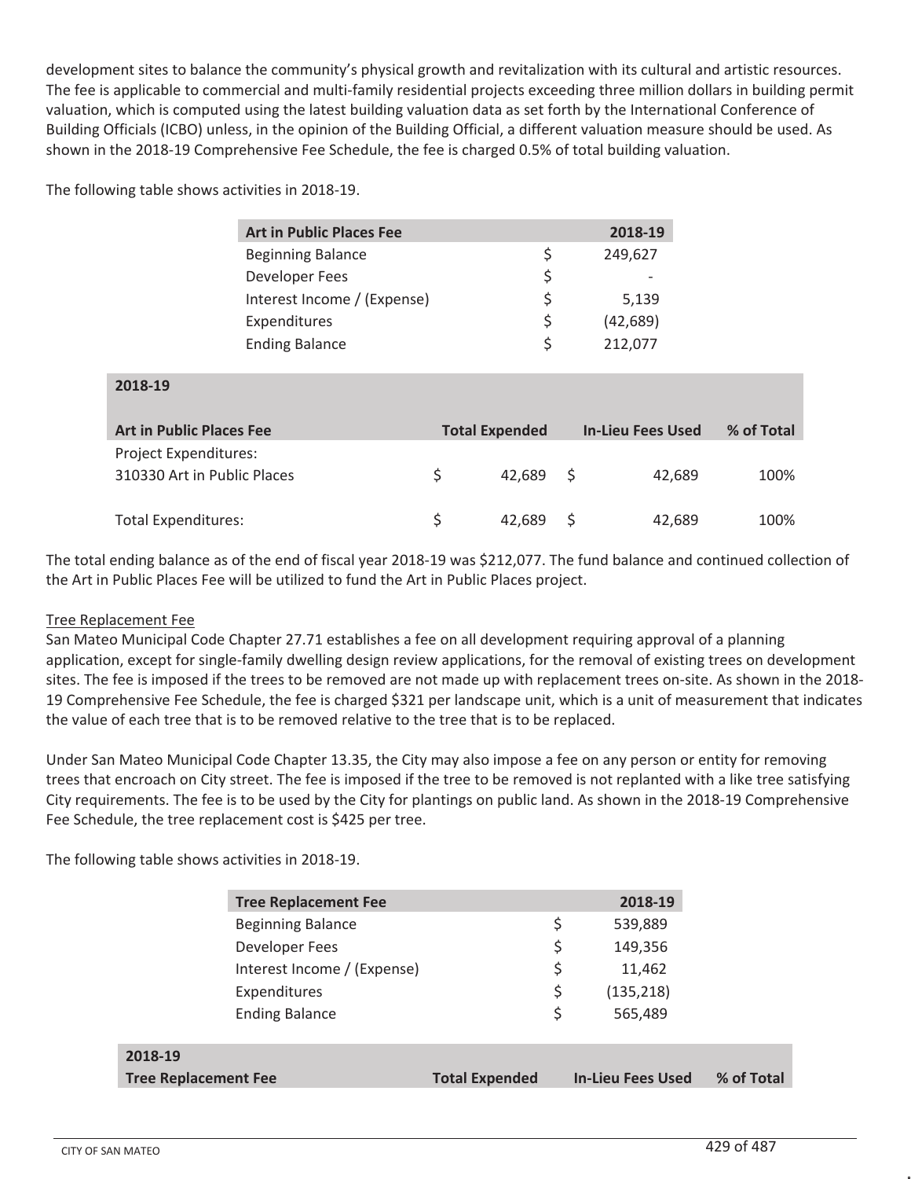development sites to balance the community's physical growth and revitalization with its cultural and artistic resources. The fee is applicable to commercial and multi-family residential projects exceeding three million dollars in building permit valuation, which is computed using the latest building valuation data as set forth by the International Conference of Building Officials (ICBO) unless, in the opinion of the Building Official, a different valuation measure should be used. As shown in the 2018-19 Comprehensive Fee Schedule, the fee is charged 0.5% of total building valuation.

The following table shows activities in 2018-19.

| Art in Public Places Fee | | 2018-19 |
|---|---|---|
| Beginning Balance | $ | 249,627 |
| Developer Fees | $ | - |
| Interest Income / (Expense) | $ | 5,139 |
| Expenditures | $ | (42,689) |
| Ending Balance | $ | 212,077 |

| 2018-19<br>Art in Public Places Fee | Total Expended | In-Lieu Fees Used | % of Total |
|---|---|---|---|
| Project Expenditures: | | | |
| 310330 Art in Public Places | $ 42,689 | $ 42,689 | 100% |
| Total Expenditures: | $ 42,689 | $ 42,689 | 100% |

The total ending balance as of the end of fiscal year 2018-19 was $212,077. The fund balance and continued collection of the Art in Public Places Fee will be utilized to fund the Art in Public Places project.

### Tree Replacement Fee

San Mateo Municipal Code Chapter 27.71 establishes a fee on all development requiring approval of a planning application, except for single-family dwelling design review applications, for the removal of existing trees on development sites. The fee is imposed if the trees to be removed are not made up with replacement trees on-site. As shown in the 2018-19 Comprehensive Fee Schedule, the fee is charged $321 per landscape unit, which is a unit of measurement that indicates the value of each tree that is to be removed relative to the tree that is to be replaced.

Under San Mateo Municipal Code Chapter 13.35, the City may also impose a fee on any person or entity for removing trees that encroach on City street. The fee is imposed if the tree to be removed is not replanted with a like tree satisfying City requirements. The fee is to be used by the City for plantings on public land. As shown in the 2018-19 Comprehensive Fee Schedule, the tree replacement cost is $425 per tree.

The following table shows activities in 2018-19.

| Tree Replacement Fee | | 2018-19 |
|---|---|---|
| Beginning Balance | $ | 539,889 |
| Developer Fees | $ | 149,356 |
| Interest Income / (Expense) | $ | 11,462 |
| Expenditures | $ | (135,218) |
| Ending Balance | $ | 565,489 |

| 2018-19<br>Tree Replacement Fee | Total Expended | In-Lieu Fees Used | % of Total |
|---|---|---|---|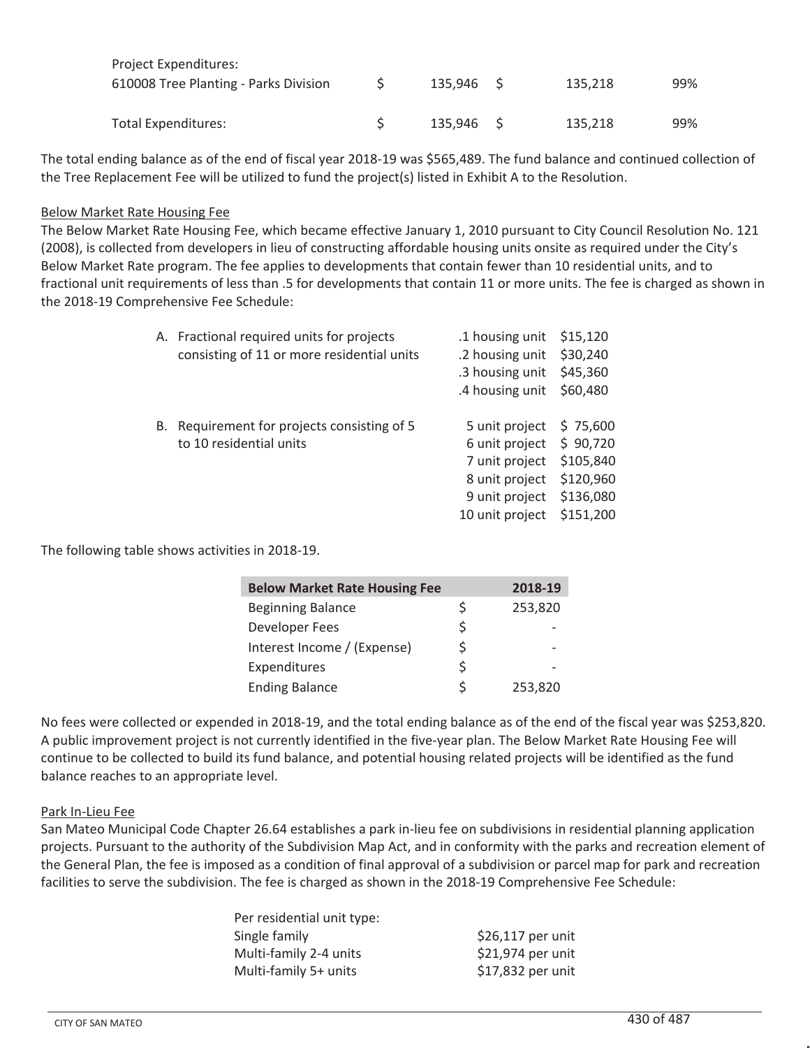| | | | |
|---|---|---|---|
| Project Expenditures: | | | |
| 610008 Tree Planting - Parks Division | $ 135,946 | $ 135,218 | 99% |
| Total Expenditures: | $ 135,946 | $ 135,218 | 99% |

The total ending balance as of the end of fiscal year 2018-19 was $565,489. The fund balance and continued collection of the Tree Replacement Fee will be utilized to fund the project(s) listed in Exhibit A to the Resolution.

Below Market Rate Housing Fee

The Below Market Rate Housing Fee, which became effective January 1, 2010 pursuant to City Council Resolution No. 121 (2008), is collected from developers in lieu of constructing affordable housing units onsite as required under the City's Below Market Rate program. The fee applies to developments that contain fewer than 10 residential units, and to fractional unit requirements of less than .5 for developments that contain 11 or more units. The fee is charged as shown in the 2018-19 Comprehensive Fee Schedule:

| | | |
|---|---|---|
| A. Fractional required units for projects consisting of 11 or more residential units | .1 housing unit | $15,120 |
| | .2 housing unit | $30,240 |
| | .3 housing unit | $45,360 |
| | .4 housing unit | $60,480 |
| B. Requirement for projects consisting of 5 to 10 residential units | 5 unit project | $ 75,600 |
| | 6 unit project | $ 90,720 |
| | 7 unit project | $105,840 |
| | 8 unit project | $120,960 |
| | 9 unit project | $136,080 |
| | 10 unit project | $151,200 |

The following table shows activities in 2018-19.

| Below Market Rate Housing Fee | 2018-19 |
|---|---|
| Beginning Balance | $ 253,820 |
| Developer Fees | $ - |
| Interest Income / (Expense) | $ - |
| Expenditures | $ - |
| Ending Balance | $ 253,820 |

No fees were collected or expended in 2018-19, and the total ending balance as of the end of the fiscal year was $253,820. A public improvement project is not currently identified in the five-year plan. The Below Market Rate Housing Fee will continue to be collected to build its fund balance, and potential housing related projects will be identified as the fund balance reaches to an appropriate level.

Park In-Lieu Fee

San Mateo Municipal Code Chapter 26.64 establishes a park in-lieu fee on subdivisions in residential planning application projects. Pursuant to the authority of the Subdivision Map Act, and in conformity with the parks and recreation element of the General Plan, the fee is imposed as a condition of final approval of a subdivision or parcel map for park and recreation facilities to serve the subdivision. The fee is charged as shown in the 2018-19 Comprehensive Fee Schedule:

| Per residential unit type: | |
|---|---|
| Single family | $26,117 per unit |
| Multi-family 2-4 units | $21,974 per unit |
| Multi-family 5+ units | $17,832 per unit |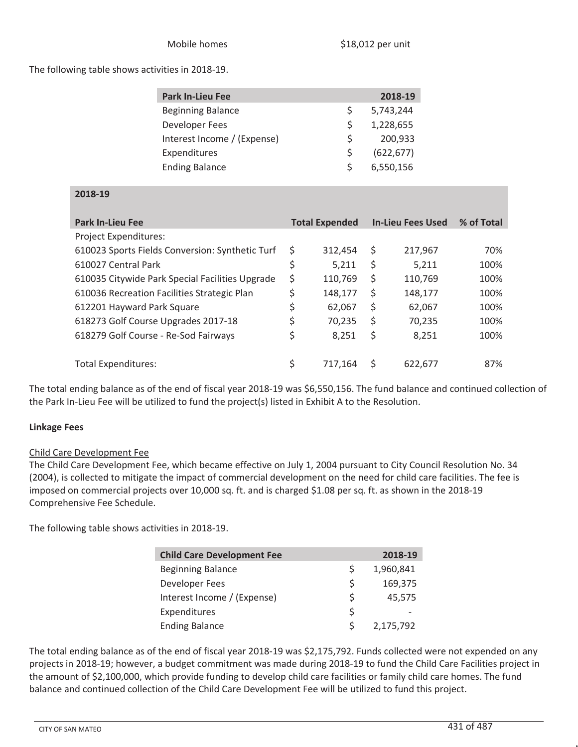Mobile homes $18,012 per unit

The following table shows activities in 2018-19.

| Park In-Lieu Fee | 2018-19 |
|---|---|
| Beginning Balance | $ 5,743,244 |
| Developer Fees | $ 1,228,655 |
| Interest Income / (Expense) | $ 200,933 |
| Expenditures | $ (622,677) |
| Ending Balance | $ 6,550,156 |

| 2018-19 | | | |
|---|---|---|---|
| **Park In-Lieu Fee** | **Total Expended** | **In-Lieu Fees Used** | **% of Total** |
| Project Expenditures: | | | |
| 610023 Sports Fields Conversion: Synthetic Turf | $ 312,454 | $ 217,967 | 70% |
| 610027 Central Park | $ 5,211 | $ 5,211 | 100% |
| 610035 Citywide Park Special Facilities Upgrade | $ 110,769 | $ 110,769 | 100% |
| 610036 Recreation Facilities Strategic Plan | $ 148,177 | $ 148,177 | 100% |
| 612201 Hayward Park Square | $ 62,067 | $ 62,067 | 100% |
| 618273 Golf Course Upgrades 2017-18 | $ 70,235 | $ 70,235 | 100% |
| 618279 Golf Course - Re-Sod Fairways | $ 8,251 | $ 8,251 | 100% |
| Total Expenditures: | $ 717,164 | $ 622,677 | 87% |

The total ending balance as of the end of fiscal year 2018-19 was $6,550,156. The fund balance and continued collection of the Park In-Lieu Fee will be utilized to fund the project(s) listed in Exhibit A to the Resolution.

**Linkage Fees**

Child Care Development Fee

The Child Care Development Fee, which became effective on July 1, 2004 pursuant to City Council Resolution No. 34 (2004), is collected to mitigate the impact of commercial development on the need for child care facilities. The fee is imposed on commercial projects over 10,000 sq. ft. and is charged $1.08 per sq. ft. as shown in the 2018-19 Comprehensive Fee Schedule.

The following table shows activities in 2018-19.

| Child Care Development Fee | 2018-19 |
|---|---|
| Beginning Balance | $ 1,960,841 |
| Developer Fees | $ 169,375 |
| Interest Income / (Expense) | $ 45,575 |
| Expenditures | $ - |
| Ending Balance | $ 2,175,792 |

The total ending balance as of the end of fiscal year 2018-19 was $2,175,792. Funds collected were not expended on any projects in 2018-19; however, a budget commitment was made during 2018-19 to fund the Child Care Facilities project in the amount of $2,100,000, which provide funding to develop child care facilities or family child care homes. The fund balance and continued collection of the Child Care Development Fee will be utilized to fund this project.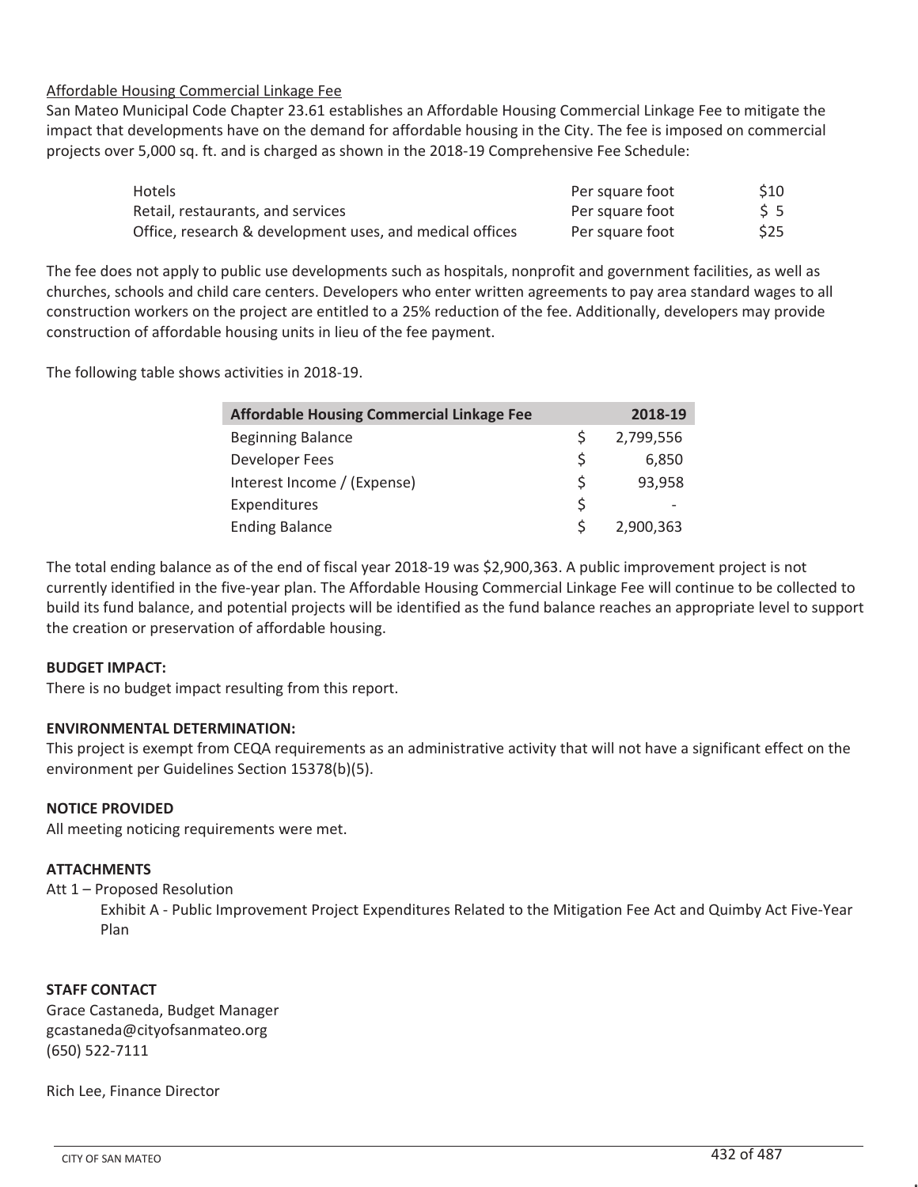Affordable Housing Commercial Linkage Fee

San Mateo Municipal Code Chapter 23.61 establishes an Affordable Housing Commercial Linkage Fee to mitigate the impact that developments have on the demand for affordable housing in the City. The fee is imposed on commercial projects over 5,000 sq. ft. and is charged as shown in the 2018-19 Comprehensive Fee Schedule:

| | | |
|---|---|---|
| Hotels | Per square foot | $10 |
| Retail, restaurants, and services | Per square foot | $ 5 |
| Office, research & development uses, and medical offices | Per square foot | $25 |

The fee does not apply to public use developments such as hospitals, nonprofit and government facilities, as well as churches, schools and child care centers. Developers who enter written agreements to pay area standard wages to all construction workers on the project are entitled to a 25% reduction of the fee. Additionally, developers may provide construction of affordable housing units in lieu of the fee payment.

The following table shows activities in 2018-19.

| Affordable Housing Commercial Linkage Fee | 2018-19 |
|---|---|
| Beginning Balance | $ 2,799,556 |
| Developer Fees | $ 6,850 |
| Interest Income / (Expense) | $ 93,958 |
| Expenditures | $ - |
| Ending Balance | $ 2,900,363 |

The total ending balance as of the end of fiscal year 2018-19 was $2,900,363. A public improvement project is not currently identified in the five-year plan. The Affordable Housing Commercial Linkage Fee will continue to be collected to build its fund balance, and potential projects will be identified as the fund balance reaches an appropriate level to support the creation or preservation of affordable housing.

**BUDGET IMPACT:**

There is no budget impact resulting from this report.

**ENVIRONMENTAL DETERMINATION:**

This project is exempt from CEQA requirements as an administrative activity that will not have a significant effect on the environment per Guidelines Section 15378(b)(5).

**NOTICE PROVIDED**

All meeting noticing requirements were met.

**ATTACHMENTS**

Att 1 – Proposed Resolution

Exhibit A - Public Improvement Project Expenditures Related to the Mitigation Fee Act and Quimby Act Five-Year Plan

**STAFF CONTACT**

Grace Castaneda, Budget Manager
gcastaneda@cityofsanmateo.org
(650) 522-7111

Rich Lee, Finance Director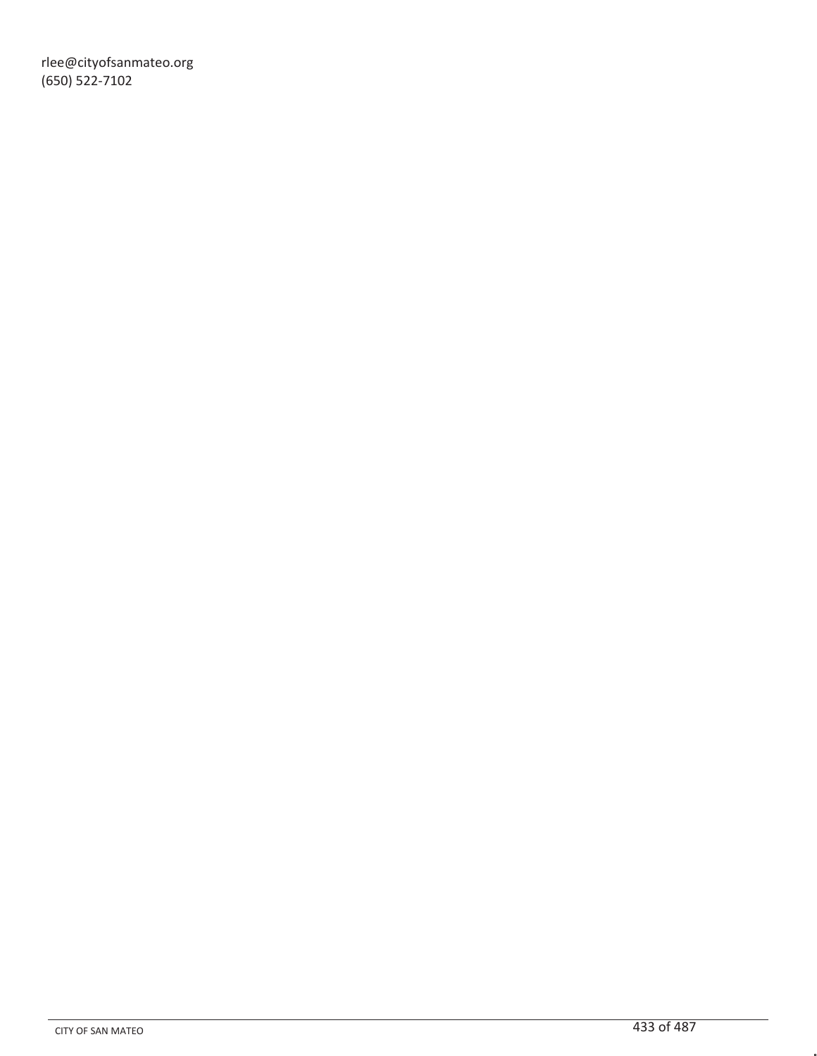rlee@cityofsanmateo.org
(650) 522-7102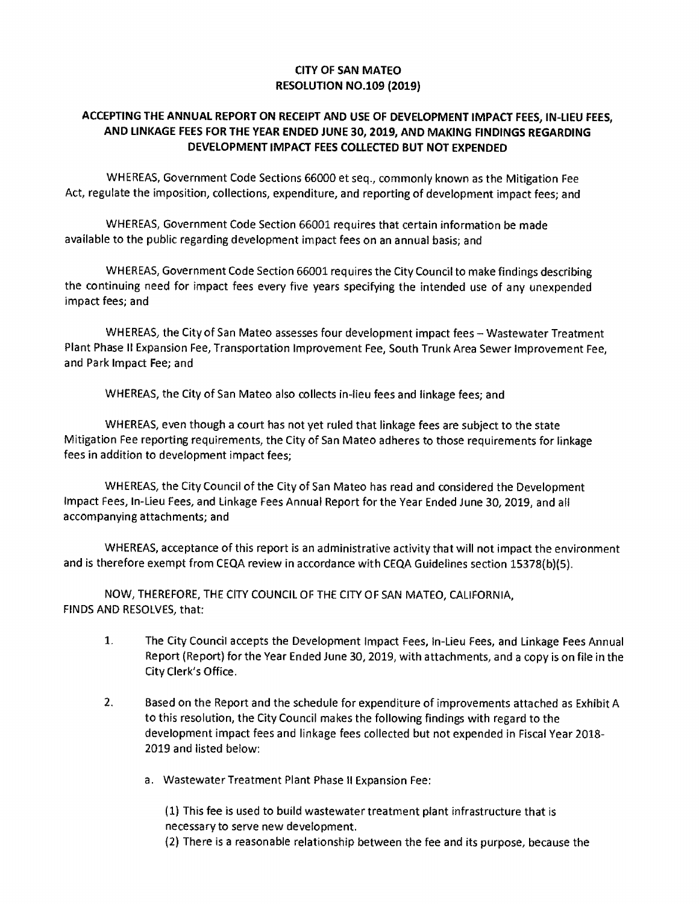**CITY OF SAN MATEO**
**RESOLUTION NO.109 (2019)**

**ACCEPTING THE ANNUAL REPORT ON RECEIPT AND USE OF DEVELOPMENT IMPACT FEES, IN-LIEU FEES, AND LINKAGE FEES FOR THE YEAR ENDED JUNE 30, 2019, AND MAKING FINDINGS REGARDING DEVELOPMENT IMPACT FEES COLLECTED BUT NOT EXPENDED**

WHEREAS, Government Code Sections 66000 et seq., commonly known as the Mitigation Fee Act, regulate the imposition, collections, expenditure, and reporting of development impact fees; and

WHEREAS, Government Code Section 66001 requires that certain information be made available to the public regarding development impact fees on an annual basis; and

WHEREAS, Government Code Section 66001 requires the City Council to make findings describing the continuing need for impact fees every five years specifying the intended use of any unexpended impact fees; and

WHEREAS, the City of San Mateo assesses four development impact fees – Wastewater Treatment Plant Phase II Expansion Fee, Transportation Improvement Fee, South Trunk Area Sewer Improvement Fee, and Park Impact Fee; and

WHEREAS, the City of San Mateo also collects in-lieu fees and linkage fees; and

WHEREAS, even though a court has not yet ruled that linkage fees are subject to the state Mitigation Fee reporting requirements, the City of San Mateo adheres to those requirements for linkage fees in addition to development impact fees;

WHEREAS, the City Council of the City of San Mateo has read and considered the Development Impact Fees, In-Lieu Fees, and Linkage Fees Annual Report for the Year Ended June 30, 2019, and all accompanying attachments; and

WHEREAS, acceptance of this report is an administrative activity that will not impact the environment and is therefore exempt from CEQA review in accordance with CEQA Guidelines section 15378(b)(5).

NOW, THEREFORE, THE CITY COUNCIL OF THE CITY OF SAN MATEO, CALIFORNIA, FINDS AND RESOLVES, that:

1. The City Council accepts the Development Impact Fees, In-Lieu Fees, and Linkage Fees Annual Report (Report) for the Year Ended June 30, 2019, with attachments, and a copy is on file in the City Clerk's Office.

2. Based on the Report and the schedule for expenditure of improvements attached as Exhibit A to this resolution, the City Council makes the following findings with regard to the development impact fees and linkage fees collected but not expended in Fiscal Year 2018-2019 and listed below:

   a. Wastewater Treatment Plant Phase II Expansion Fee:

      (1) This fee is used to build wastewater treatment plant infrastructure that is necessary to serve new development.
      (2) There is a reasonable relationship between the fee and its purpose, because the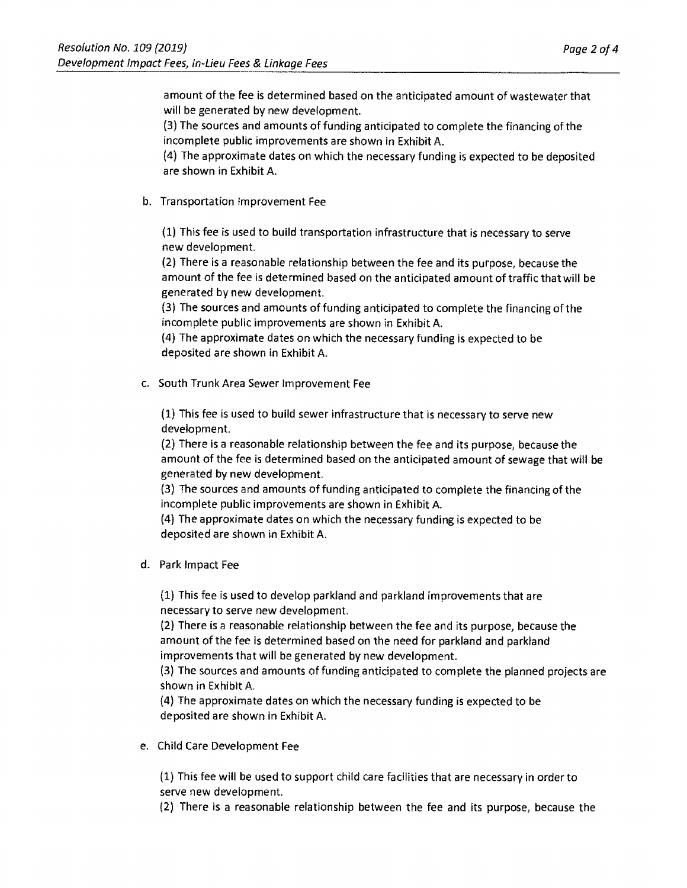amount of the fee is determined based on the anticipated amount of wastewater that will be generated by new development.

(3) The sources and amounts of funding anticipated to complete the financing of the incomplete public improvements are shown in Exhibit A.

(4) The approximate dates on which the necessary funding is expected to be deposited are shown in Exhibit A.

b. Transportation Improvement Fee

(1) This fee is used to build transportation infrastructure that is necessary to serve new development.

(2) There is a reasonable relationship between the fee and its purpose, because the amount of the fee is determined based on the anticipated amount of traffic that will be generated by new development.

(3) The sources and amounts of funding anticipated to complete the financing of the incomplete public improvements are shown in Exhibit A.

(4) The approximate dates on which the necessary funding is expected to be deposited are shown in Exhibit A.

c. South Trunk Area Sewer Improvement Fee

(1) This fee is used to build sewer infrastructure that is necessary to serve new development.

(2) There is a reasonable relationship between the fee and its purpose, because the amount of the fee is determined based on the anticipated amount of sewage that will be generated by new development.

(3) The sources and amounts of funding anticipated to complete the financing of the incomplete public improvements are shown in Exhibit A.

(4) The approximate dates on which the necessary funding is expected to be deposited are shown in Exhibit A.

d. Park Impact Fee

(1) This fee is used to develop parkland and parkland improvements that are necessary to serve new development.

(2) There is a reasonable relationship between the fee and its purpose, because the amount of the fee is determined based on the need for parkland and parkland improvements that will be generated by new development.

(3) The sources and amounts of funding anticipated to complete the planned projects are shown in Exhibit A.

(4) The approximate dates on which the necessary funding is expected to be deposited are shown in Exhibit A.

e. Child Care Development Fee

(1) This fee will be used to support child care facilities that are necessary in order to serve new development.

(2) There is a reasonable relationship between the fee and its purpose, because the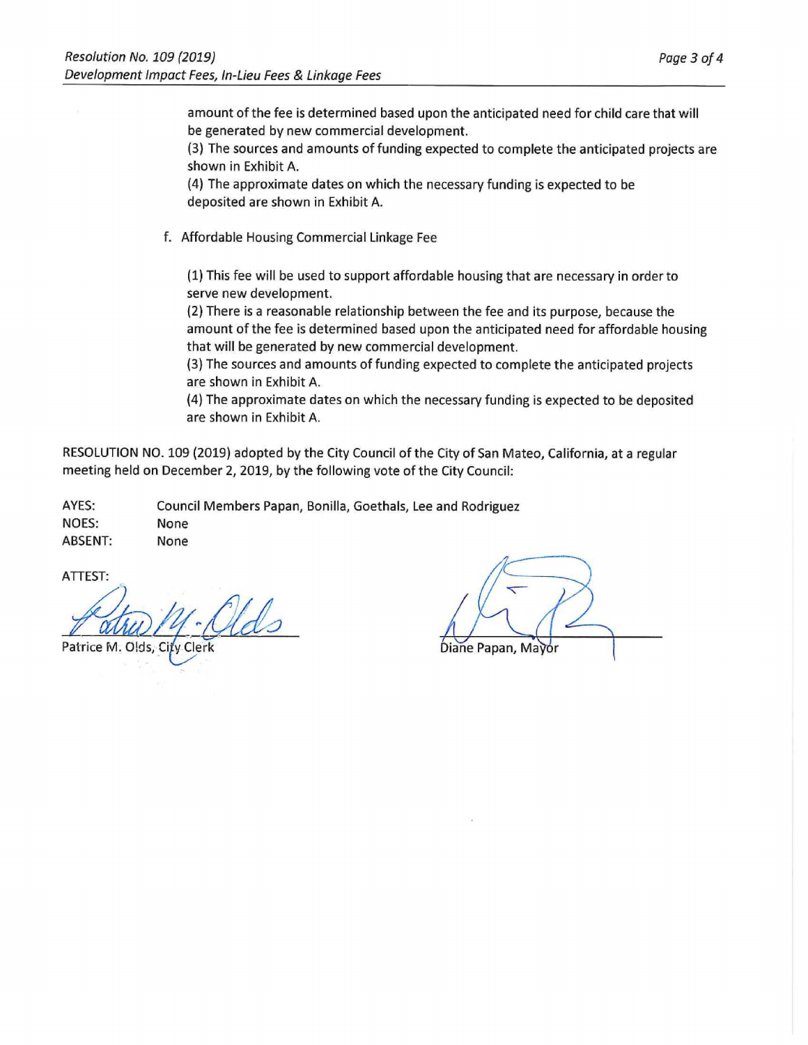amount of the fee is determined based upon the anticipated need for child care that will be generated by new commercial development.

(3) The sources and amounts of funding expected to complete the anticipated projects are shown in Exhibit A.

(4) The approximate dates on which the necessary funding is expected to be deposited are shown in Exhibit A.

f. Affordable Housing Commercial Linkage Fee

(1) This fee will be used to support affordable housing that are necessary in order to serve new development.

(2) There is a reasonable relationship between the fee and its purpose, because the amount of the fee is determined based upon the anticipated need for affordable housing that will be generated by new commercial development.

(3) The sources and amounts of funding expected to complete the anticipated projects are shown in Exhibit A.

(4) The approximate dates on which the necessary funding is expected to be deposited are shown in Exhibit A.

RESOLUTION NO. 109 (2019) adopted by the City Council of the City of San Mateo, California, at a regular meeting held on December 2, 2019, by the following vote of the City Council:

AYES: Council Members Papan, Bonilla, Goethals, Lee and Rodriguez

NOES: None

ABSENT: None

ATTEST:

Patrice M. Olds, City Clerk

Diane Papan, Mayor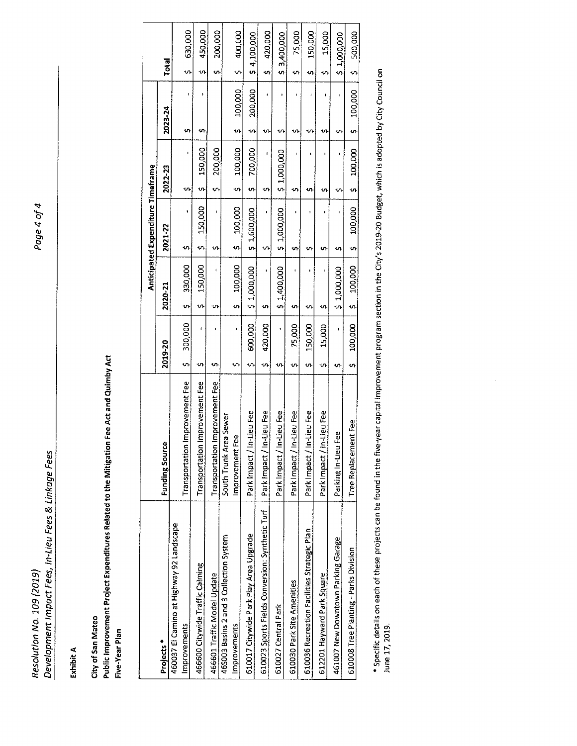Resolution No. 109 (2019)
Development Impact Fees, In-Lieu Fees & Linkage Fees

**Exhibit A**

**City of San Mateo**
**Public Improvement Project Expenditures Related to the Mitigation Fee Act and Quimby Act**
**Five-Year Plan**

| | | Anticipated Expenditure Timeframe | | | | | |
|---|---|---|---|---|---|---|---|
| **Projects \*** | **Funding Source** | **2019-20** | **2020-21** | **2021-22** | **2022-23** | **2023-24** | **Total** |
| 460037 El Camino at Highway 92 Landscape Improvements | Transportation Improvement Fee | $ 300,000 | $ 330,000 | $ - | $ - | $ - | $ 630,000 |
| 466600 Citywide Traffic Calming | Transportation Improvement Fee | $ - | $ 150,000 | $ 150,000 | $ 150,000 | $ - | $ 450,000 |
| 466601 Traffic Model Update | Transportation Improvement Fee | $ - | $ - | $ - | $ 200,000 | | $ 200,000 |
| 465003 Basins 2 and 3 Collection System Improvements | South Trunk Area Sewer Improvement Fee | $ - | $ 100,000 | $ 100,000 | $ 100,000 | $ 100,000 | $ 400,000 |
| 610017 Citywide Park Play Area Upgrade | Park Impact / In-Lieu Fee | $ 600,000 | $ 1,000,000 | $ 1,600,000 | $ 700,000 | $ 200,000 | $ 4,100,000 |
| 610023 Sports Fields Conversion: Synthetic Turf | Park Impact / In-Lieu Fee | $ 420,000 | $ - | $ - | $ - | $ - | $ 420,000 |
| 610027 Central Park | Park Impact / In-Lieu Fee | $ - | $ 1,400,000 | $ 1,000,000 | $ 1,000,000 | $ - | $ 3,400,000 |
| 610030 Park Site Amenities | Park Impact / In-Lieu Fee | $ 75,000 | $ - | $ - | $ - | $ - | $ 75,000 |
| 610036 Recreation Facilities Strategic Plan | Park Impact / In-Lieu Fee | $ 150,000 | $ - | $ - | $ - | $ - | $ 150,000 |
| 612201 Hayward Park Square | Park Impact / In-Lieu Fee | $ 15,000 | $ - | $ - | $ - | $ - | $ 15,000 |
| 461007 New Downtown Parking Garage | Parking In-Lieu Fee | $ - | $ 1,000,000 | $ - | $ - | $ - | $ 1,000,000 |
| 610008 Tree Planting - Parks Division | Tree Replacement Fee | $ 100,000 | $ 100,000 | $ 100,000 | $ 100,000 | $ 100,000 | $ 500,000 |

\* Specific details on each of these projects can be found in the five-year capital improvement program section in the City's 2019-20 Budget, which is adopted by City Council on June 17, 2019.